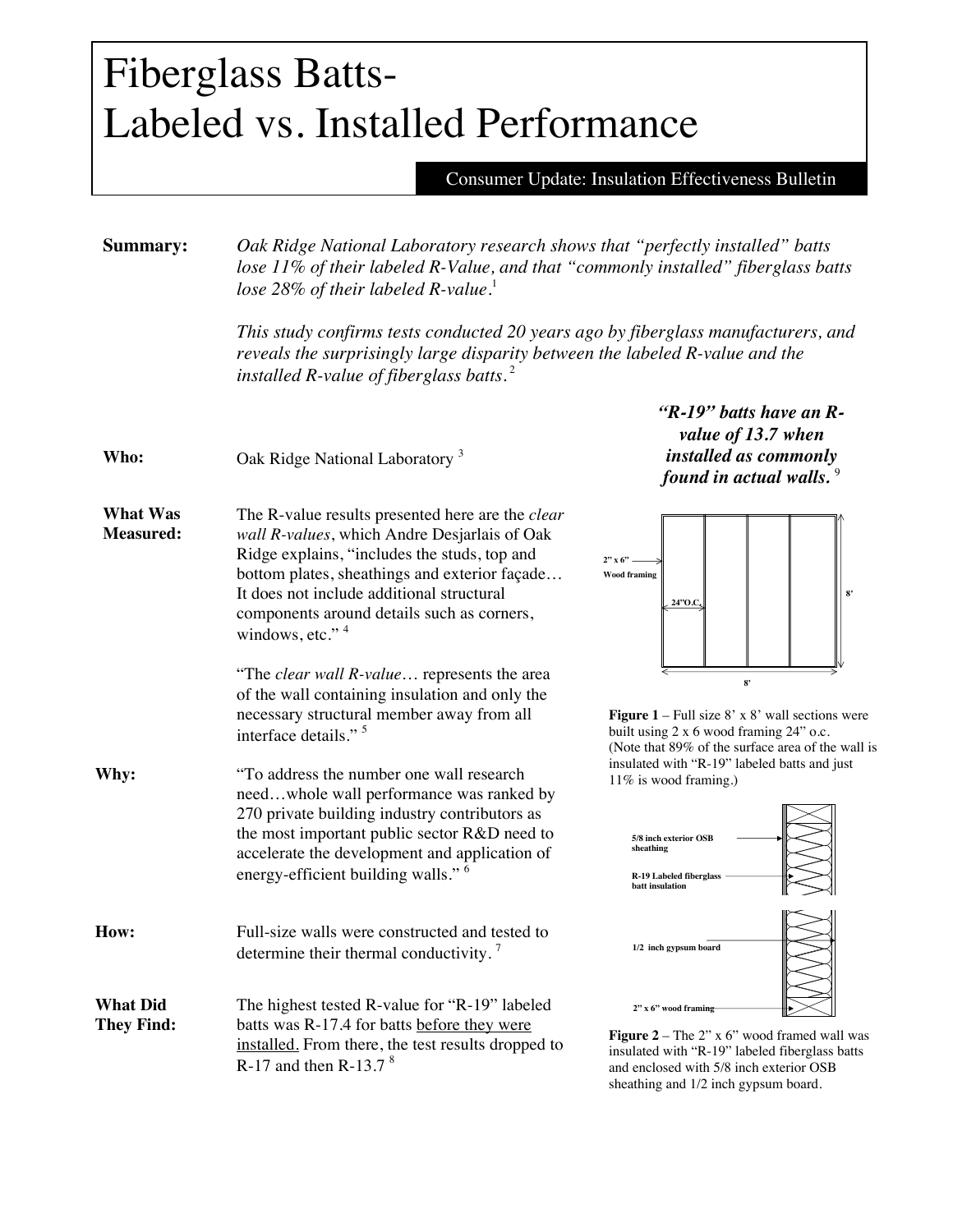# Fiberglass Batts-
# Labeled vs. Installed Performance

Consumer Update: Insulation Effectiveness Bulletin

**Summary:** *Oak Ridge National Laboratory research shows that "perfectly installed" batts lose 11% of their labeled R-Value, and that "commonly installed" fiberglass batts lose 28% of their labeled R-value.*[1]

*This study confirms tests conducted 20 years ago by fiberglass manufacturers, and reveals the surprisingly large disparity between the labeled R-value and the installed R-value of fiberglass batts.*[2]

***"R-19" batts have an R-value of 13.7 when installed as commonly found in actual walls.***[9]

**Who:** Oak Ridge National Laboratory[3]

**What Was Measured:** The R-value results presented here are the *clear wall R-values*, which Andre Desjarlais of Oak Ridge explains, "includes the studs, top and bottom plates, sheathings and exterior façade… It does not include additional structural components around details such as corners, windows, etc."[4]

"The *clear wall R-value*… represents the area of the wall containing insulation and only the necessary structural member away from all interface details."[5]

**Why:** "To address the number one wall research need…whole wall performance was ranked by 270 private building industry contributors as the most important public sector R&D need to accelerate the development and application of energy-efficient building walls."[6]

**How:** Full-size walls were constructed and tested to determine their thermal conductivity.[7]

**What Did They Find:** The highest tested R-value for "R-19" labeled batts was R-17.4 for batts <u>before they were installed.</u> From there, the test results dropped to R-17 and then R-13.7[8]

2" x 6" Wood framing — 24"O.C. — 8' — 8'

**Figure 1** – Full size 8' x 8' wall sections were built using 2 x 6 wood framing 24" o.c. (Note that 89% of the surface area of the wall is insulated with "R-19" labeled batts and just 11% is wood framing.)

5/8 inch exterior OSB sheathing — R-19 Labeled fiberglass batt insulation — 1/2 inch gypsum board — 2" x 6" wood framing

**Figure 2** – The 2" x 6" wood framed wall was insulated with "R-19" labeled fiberglass batts and enclosed with 5/8 inch exterior OSB sheathing and 1/2 inch gypsum board.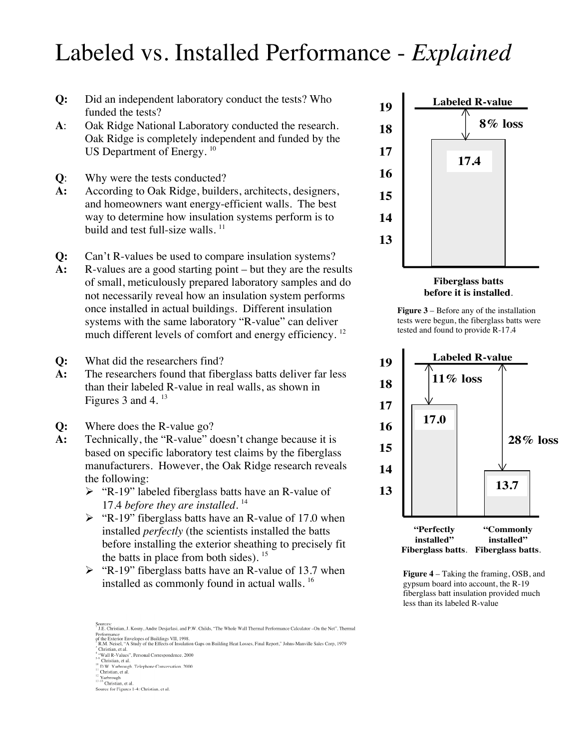# Labeled vs. Installed Performance - *Explained*

**Q:** Did an independent laboratory conduct the tests? Who funded the tests?
**A**: Oak Ridge National Laboratory conducted the research. Oak Ridge is completely independent and funded by the US Department of Energy. [10]

**Q**: Why were the tests conducted?
**A:** According to Oak Ridge, builders, architects, designers, and homeowners want energy-efficient walls. The best way to determine how insulation systems perform is to build and test full-size walls. [11]

**Q:** Can't R-values be used to compare insulation systems?
**A:** R-values are a good starting point – but they are the results of small, meticulously prepared laboratory samples and do not necessarily reveal how an insulation system performs once installed in actual buildings. Different insulation systems with the same laboratory "R-value" can deliver much different levels of comfort and energy efficiency. [12]

**Q:** What did the researchers find?
**A:** The researchers found that fiberglass batts deliver far less than their labeled R-value in real walls, as shown in Figures 3 and 4. [13]

**Q:** Where does the R-value go?
**A:** Technically, the "R-value" doesn't change because it is based on specific laboratory test claims by the fiberglass manufacturers. However, the Oak Ridge research reveals the following:

- "R-19" labeled fiberglass batts have an R-value of 17.4 *before they are installed*. [14]
- "R-19" fiberglass batts have an R-value of 17.0 when installed *perfectly* (the scientists installed the batts before installing the exterior sheathing to precisely fit the batts in place from both sides). [15]
- "R-19" fiberglass batts have an R-value of 13.7 when installed as commonly found in actual walls. [16]

Labeled R-value
8% loss
17.4
19
18
17
16
15
14
13

**Fiberglass batts before it is installed.**

**Figure 3** – Before any of the installation tests were begun, the fiberglass batts were tested and found to provide R-17.4

Labeled R-value
11% loss
28% loss
17.0
13.7
19
18
17
16
15
14
13

**"Perfectly installed" Fiberglass batts.** **"Commonly installed" Fiberglass batts.**

**Figure 4** – Taking the framing, OSB, and gypsum board into account, the R-19 fiberglass batt insulation provided much less than its labeled R-value

Sources:
[1] J.E. Christian, J. Kosny, Andre Desjarlasi, and P.W. Childs, "The Whole Wall Thermal Performance Calculator –On the Net", Thermal Performance of the Exterior Envelopes of Buildings VII, 1998.
[2] R.M. Neisel, "A Study of the Effects of Insulation Gaps on Building Heat Losses, Final Report," Johns-Manville Sales Corp, 1979
[3] Christian, et al.
[4] "Wall R-Values", Personal Correspondence. 2000
[5-9] Christian, et al.
[10] D.W. Yarbrough, Telephone Conversation, 2000
[11] Christian, et al.
[12] Yarbrough
[13-16] Christian, et al.
Source for Figures 1-4: Christian, et al.